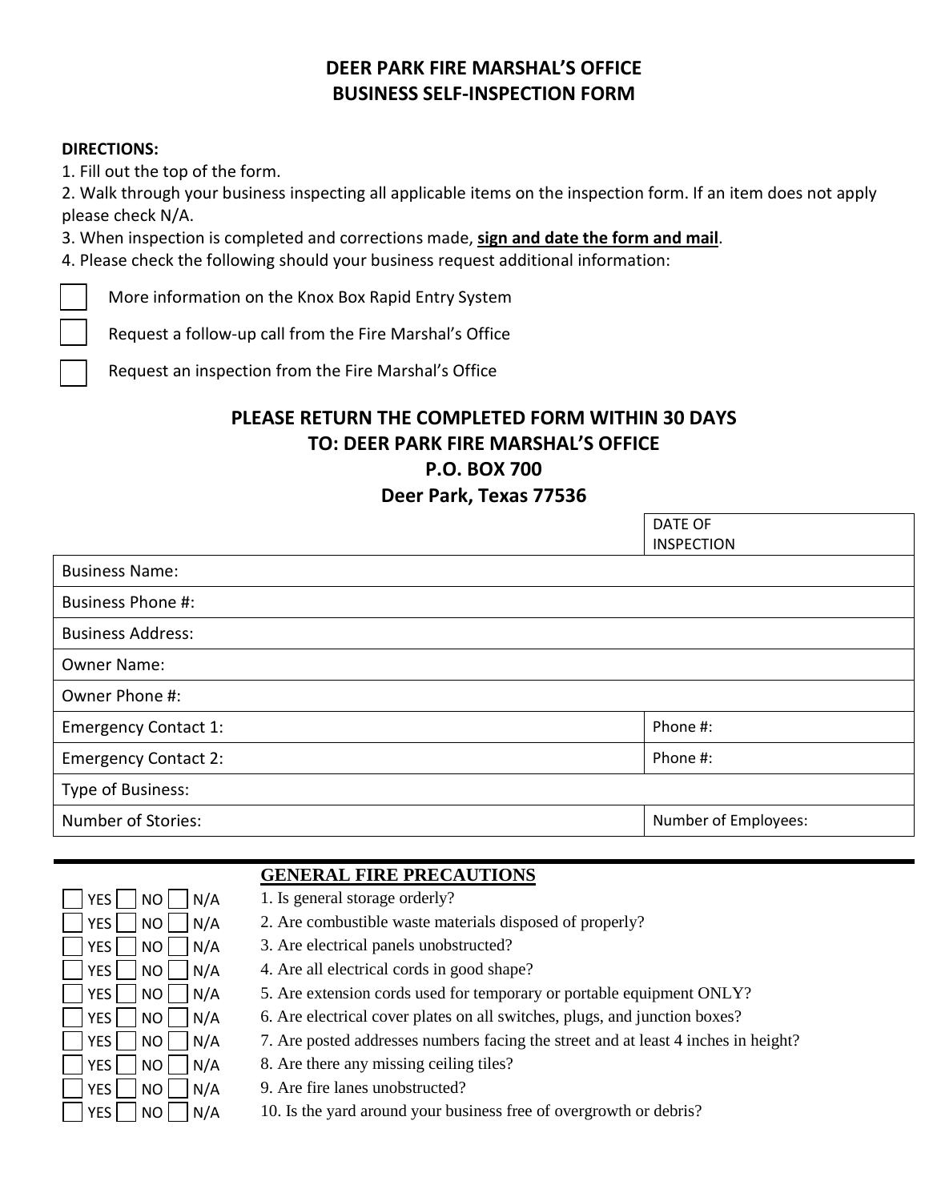# DEER PARK FIRE MARSHAL'S OFFICE
## BUSINESS SELF-INSPECTION FORM

**DIRECTIONS:**

1. Fill out the top of the form.
2. Walk through your business inspecting all applicable items on the inspection form. If an item does not apply please check N/A.
3. When inspection is completed and corrections made, **sign and date the form and mail**.
4. Please check the following should your business request additional information:

☐ More information on the Knox Box Rapid Entry System

☐ Request a follow-up call from the Fire Marshal's Office

☐ Request an inspection from the Fire Marshal's Office

**PLEASE RETURN THE COMPLETED FORM WITHIN 30 DAYS**
**TO: DEER PARK FIRE MARSHAL'S OFFICE**
**P.O. BOX 700**
**Deer Park, Texas 77536**

| | DATE OF INSPECTION |
|---|---|
| Business Name: | |
| Business Phone #: | |
| Business Address: | |
| Owner Name: | |
| Owner Phone #: | |
| Emergency Contact 1: | Phone #: |
| Emergency Contact 2: | Phone #: |
| Type of Business: | |
| Number of Stories: | Number of Employees: |

### GENERAL FIRE PRECAUTIONS

☐ YES ☐ NO ☐ N/A 1. Is general storage orderly?

☐ YES ☐ NO ☐ N/A 2. Are combustible waste materials disposed of properly?

☐ YES ☐ NO ☐ N/A 3. Are electrical panels unobstructed?

☐ YES ☐ NO ☐ N/A 4. Are all electrical cords in good shape?

☐ YES ☐ NO ☐ N/A 5. Are extension cords used for temporary or portable equipment ONLY?

☐ YES ☐ NO ☐ N/A 6. Are electrical cover plates on all switches, plugs, and junction boxes?

☐ YES ☐ NO ☐ N/A 7. Are posted addresses numbers facing the street and at least 4 inches in height?

☐ YES ☐ NO ☐ N/A 8. Are there any missing ceiling tiles?

☐ YES ☐ NO ☐ N/A 9. Are fire lanes unobstructed?

☐ YES ☐ NO ☐ N/A 10. Is the yard around your business free of overgrowth or debris?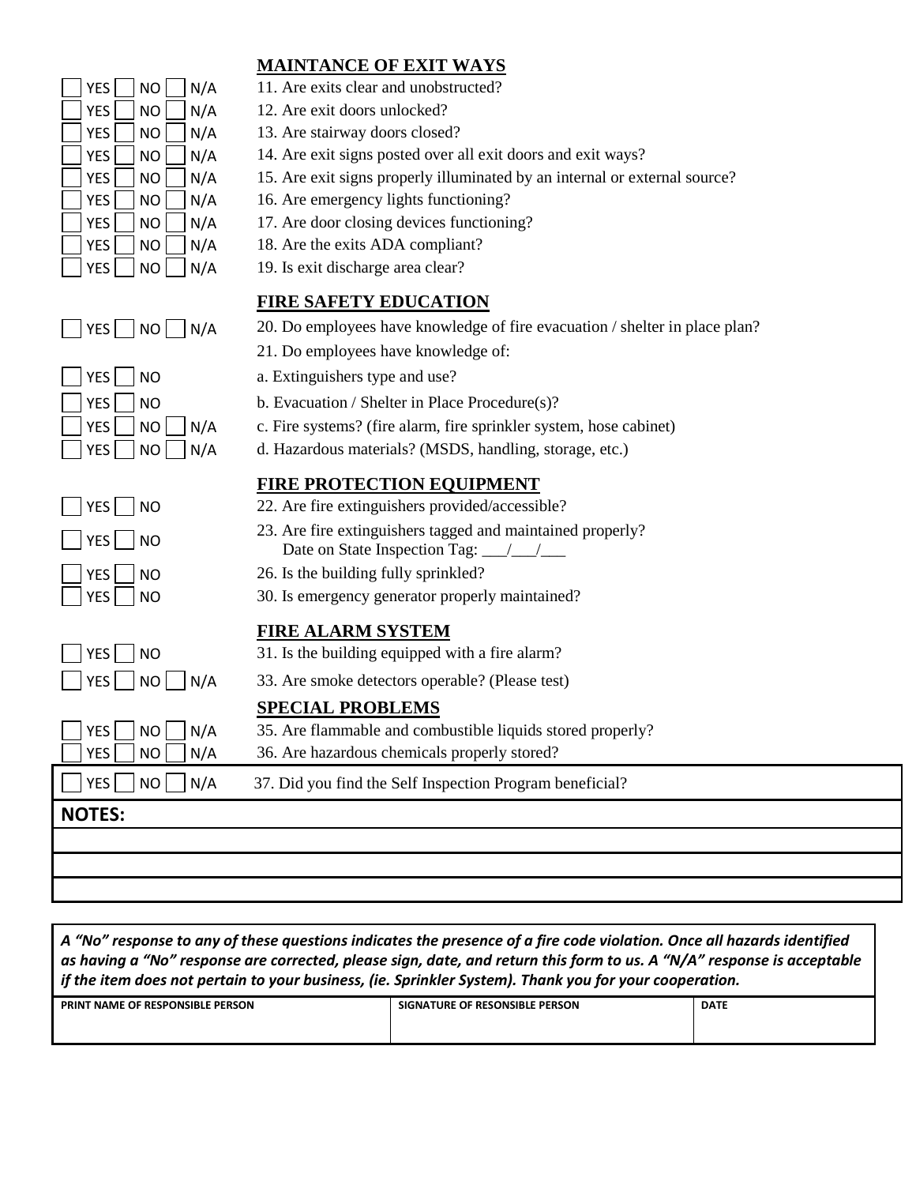## MAINTANCE OF EXIT WAYS

☐ YES ☐ NO ☐ N/A 11. Are exits clear and unobstructed?

☐ YES ☐ NO ☐ N/A 12. Are exit doors unlocked?

☐ YES ☐ NO ☐ N/A 13. Are stairway doors closed?

☐ YES ☐ NO ☐ N/A 14. Are exit signs posted over all exit doors and exit ways?

☐ YES ☐ NO ☐ N/A 15. Are exit signs properly illuminated by an internal or external source?

☐ YES ☐ NO ☐ N/A 16. Are emergency lights functioning?

☐ YES ☐ NO ☐ N/A 17. Are door closing devices functioning?

☐ YES ☐ NO ☐ N/A 18. Are the exits ADA compliant?

☐ YES ☐ NO ☐ N/A 19. Is exit discharge area clear?

## FIRE SAFETY EDUCATION

☐ YES ☐ NO ☐ N/A 20. Do employees have knowledge of fire evacuation / shelter in place plan?

21. Do employees have knowledge of:

☐ YES ☐ NO a. Extinguishers type and use?

☐ YES ☐ NO b. Evacuation / Shelter in Place Procedure(s)?

☐ YES ☐ NO ☐ N/A c. Fire systems? (fire alarm, fire sprinkler system, hose cabinet)

☐ YES ☐ NO ☐ N/A d. Hazardous materials? (MSDS, handling, storage, etc.)

## FIRE PROTECTION EQUIPMENT

☐ YES ☐ NO 22. Are fire extinguishers provided/accessible?

☐ YES ☐ NO 23. Are fire extinguishers tagged and maintained properly?
Date on State Inspection Tag: \_\_\_/\_\_\_/\_\_\_

☐ YES ☐ NO 26. Is the building fully sprinkled?

☐ YES ☐ NO 30. Is emergency generator properly maintained?

## FIRE ALARM SYSTEM

☐ YES ☐ NO 31. Is the building equipped with a fire alarm?

☐ YES ☐ NO ☐ N/A 33. Are smoke detectors operable? (Please test)

## SPECIAL PROBLEMS

☐ YES ☐ NO ☐ N/A 35. Are flammable and combustible liquids stored properly?

☐ YES ☐ NO ☐ N/A 36. Are hazardous chemicals properly stored?

☐ YES ☐ NO ☐ N/A 37. Did you find the Self Inspection Program beneficial?

**NOTES:**

*A "No" response to any of these questions indicates the presence of a fire code violation. Once all hazards identified as having a "No" response are corrected, please sign, date, and return this form to us. A "N/A" response is acceptable if the item does not pertain to your business, (ie. Sprinkler System). Thank you for your cooperation.*

| PRINT NAME OF RESPONSIBLE PERSON | SIGNATURE OF RESONSIBLE PERSON | DATE |
|---|---|---|
| | | |